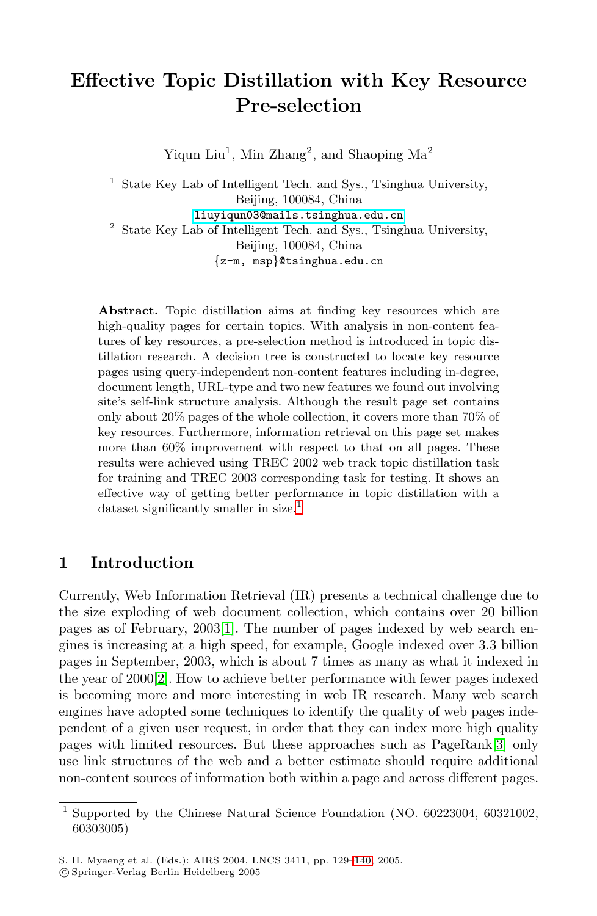# Effective Topic Distillation with Key Resource Pre-selection

Yiqun Liu[1], Min Zhang[2], and Shaoping Ma[2]

[1] State Key Lab of Intelligent Tech. and Sys., Tsinghua University, Beijing, 100084, China
liuyiqun03@mails.tsinghua.edu.cn

[2] State Key Lab of Intelligent Tech. and Sys., Tsinghua University, Beijing, 100084, China
{z-m, msp}@tsinghua.edu.cn

**Abstract.** Topic distillation aims at finding key resources which are high-quality pages for certain topics. With analysis in non-content features of key resources, a pre-selection method is introduced in topic distillation research. A decision tree is constructed to locate key resource pages using query-independent non-content features including in-degree, document length, URL-type and two new features we found out involving site's self-link structure analysis. Although the result page set contains only about 20% pages of the whole collection, it covers more than 70% of key resources. Furthermore, information retrieval on this page set makes more than 60% improvement with respect to that on all pages. These results were achieved using TREC 2002 web track topic distillation task for training and TREC 2003 corresponding task for testing. It shows an effective way of getting better performance in topic distillation with a dataset significantly smaller in size.[1]

## 1 Introduction

Currently, Web Information Retrieval (IR) presents a technical challenge due to the size exploding of web document collection, which contains over 20 billion pages as of February, 2003[1]. The number of pages indexed by web search engines is increasing at a high speed, for example, Google indexed over 3.3 billion pages in September, 2003, which is about 7 times as many as what it indexed in the year of 2000[2]. How to achieve better performance with fewer pages indexed is becoming more and more interesting in web IR research. Many web search engines have adopted some techniques to identify the quality of web pages independent of a given user request, in order that they can index more high quality pages with limited resources. But these approaches such as PageRank[3] only use link structures of the web and a better estimate should require additional non-content sources of information both within a page and across different pages.

[1] Supported by the Chinese Natural Science Foundation (NO. 60223004, 60321002, 60303005)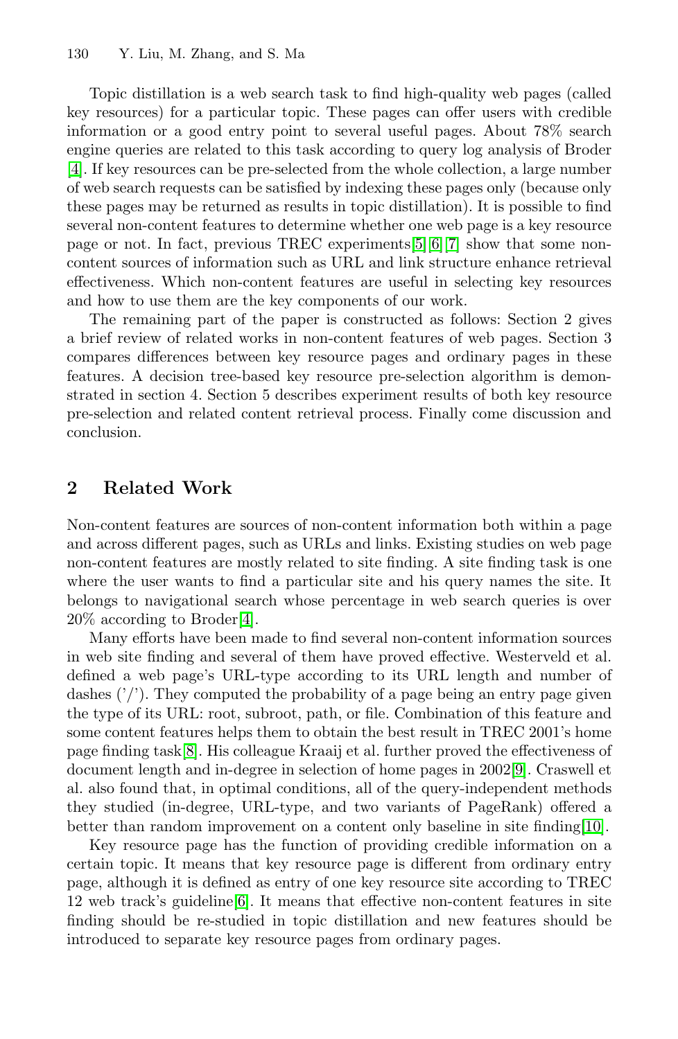Topic distillation is a web search task to find high-quality web pages (called key resources) for a particular topic. These pages can offer users with credible information or a good entry point to several useful pages. About 78% search engine queries are related to this task according to query log analysis of Broder [4]. If key resources can be pre-selected from the whole collection, a large number of web search requests can be satisfied by indexing these pages only (because only these pages may be returned as results in topic distillation). It is possible to find several non-content features to determine whether one web page is a key resource page or not. In fact, previous TREC experiments[5][6][7] show that some non-content sources of information such as URL and link structure enhance retrieval effectiveness. Which non-content features are useful in selecting key resources and how to use them are the key components of our work.

The remaining part of the paper is constructed as follows: Section 2 gives a brief review of related works in non-content features of web pages. Section 3 compares differences between key resource pages and ordinary pages in these features. A decision tree-based key resource pre-selection algorithm is demonstrated in section 4. Section 5 describes experiment results of both key resource pre-selection and related content retrieval process. Finally come discussion and conclusion.

## 2 Related Work

Non-content features are sources of non-content information both within a page and across different pages, such as URLs and links. Existing studies on web page non-content features are mostly related to site finding. A site finding task is one where the user wants to find a particular site and his query names the site. It belongs to navigational search whose percentage in web search queries is over 20% according to Broder[4].

Many efforts have been made to find several non-content information sources in web site finding and several of them have proved effective. Westerveld et al. defined a web page's URL-type according to its URL length and number of dashes ('/'). They computed the probability of a page being an entry page given the type of its URL: root, subroot, path, or file. Combination of this feature and some content features helps them to obtain the best result in TREC 2001's home page finding task[8]. His colleague Kraaij et al. further proved the effectiveness of document length and in-degree in selection of home pages in 2002[9]. Craswell et al. also found that, in optimal conditions, all of the query-independent methods they studied (in-degree, URL-type, and two variants of PageRank) offered a better than random improvement on a content only baseline in site finding[10].

Key resource page has the function of providing credible information on a certain topic. It means that key resource page is different from ordinary entry page, although it is defined as entry of one key resource site according to TREC 12 web track's guideline[6]. It means that effective non-content features in site finding should be re-studied in topic distillation and new features should be introduced to separate key resource pages from ordinary pages.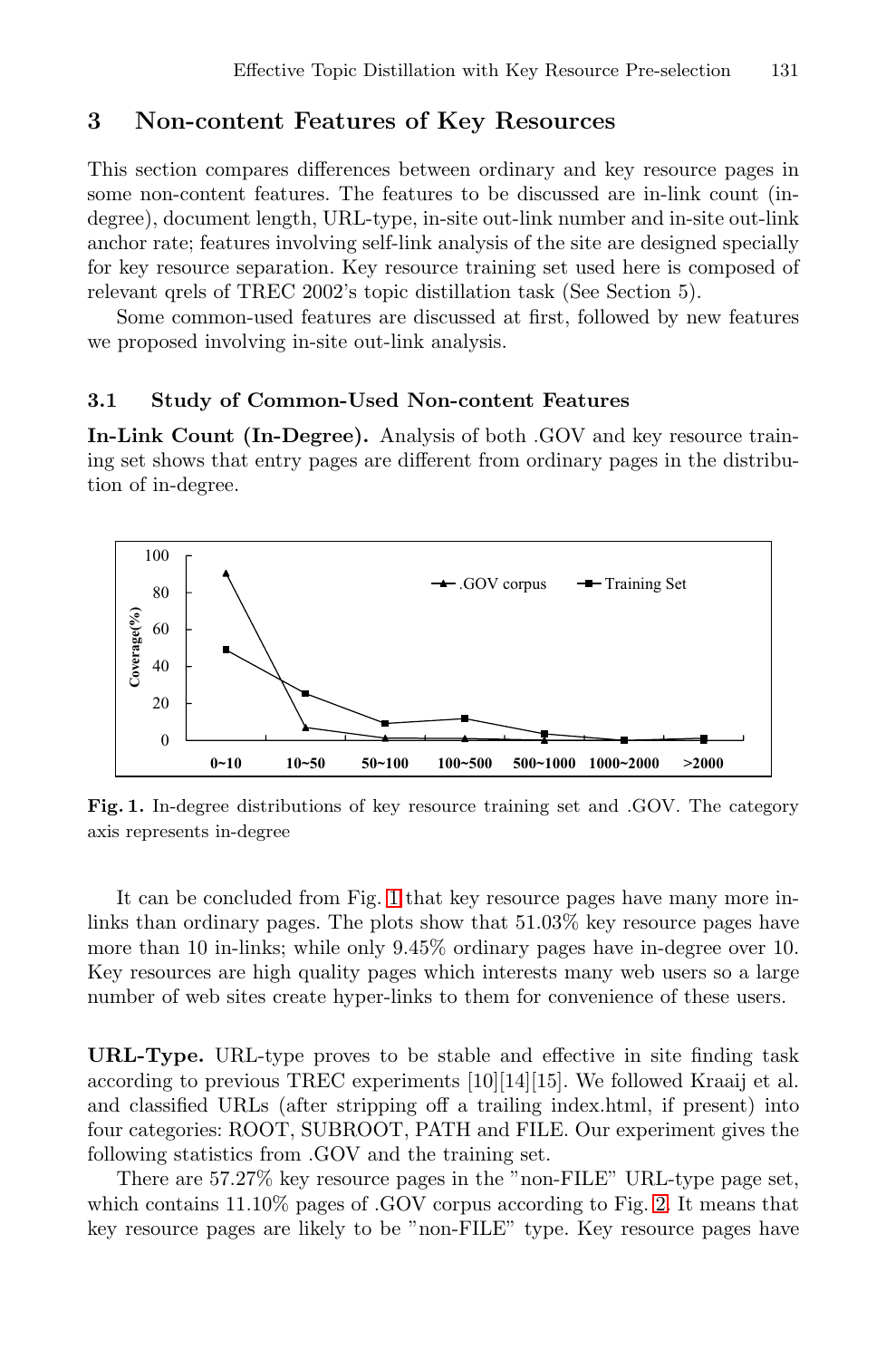## 3 Non-content Features of Key Resources

This section compares differences between ordinary and key resource pages in some non-content features. The features to be discussed are in-link count (in-degree), document length, URL-type, in-site out-link number and in-site out-link anchor rate; features involving self-link analysis of the site are designed specially for key resource separation. Key resource training set used here is composed of relevant qrels of TREC 2002's topic distillation task (See Section 5).

Some common-used features are discussed at first, followed by new features we proposed involving in-site out-link analysis.

### 3.1 Study of Common-Used Non-content Features

**In-Link Count (In-Degree).** Analysis of both .GOV and key resource training set shows that entry pages are different from ordinary pages in the distribution of in-degree.

**Fig. 1.** In-degree distributions of key resource training set and .GOV. The category axis represents in-degree

It can be concluded from Fig. 1 that key resource pages have many more in-links than ordinary pages. The plots show that 51.03% key resource pages have more than 10 in-links; while only 9.45% ordinary pages have in-degree over 10. Key resources are high quality pages which interests many web users so a large number of web sites create hyper-links to them for convenience of these users.

**URL-Type.** URL-type proves to be stable and effective in site finding task according to previous TREC experiments [10][14][15]. We followed Kraaij et al. and classified URLs (after stripping off a trailing index.html, if present) into four categories: ROOT, SUBROOT, PATH and FILE. Our experiment gives the following statistics from .GOV and the training set.

There are 57.27% key resource pages in the "non-FILE" URL-type page set, which contains 11.10% pages of .GOV corpus according to Fig. 2. It means that key resource pages are likely to be "non-FILE" type. Key resource pages have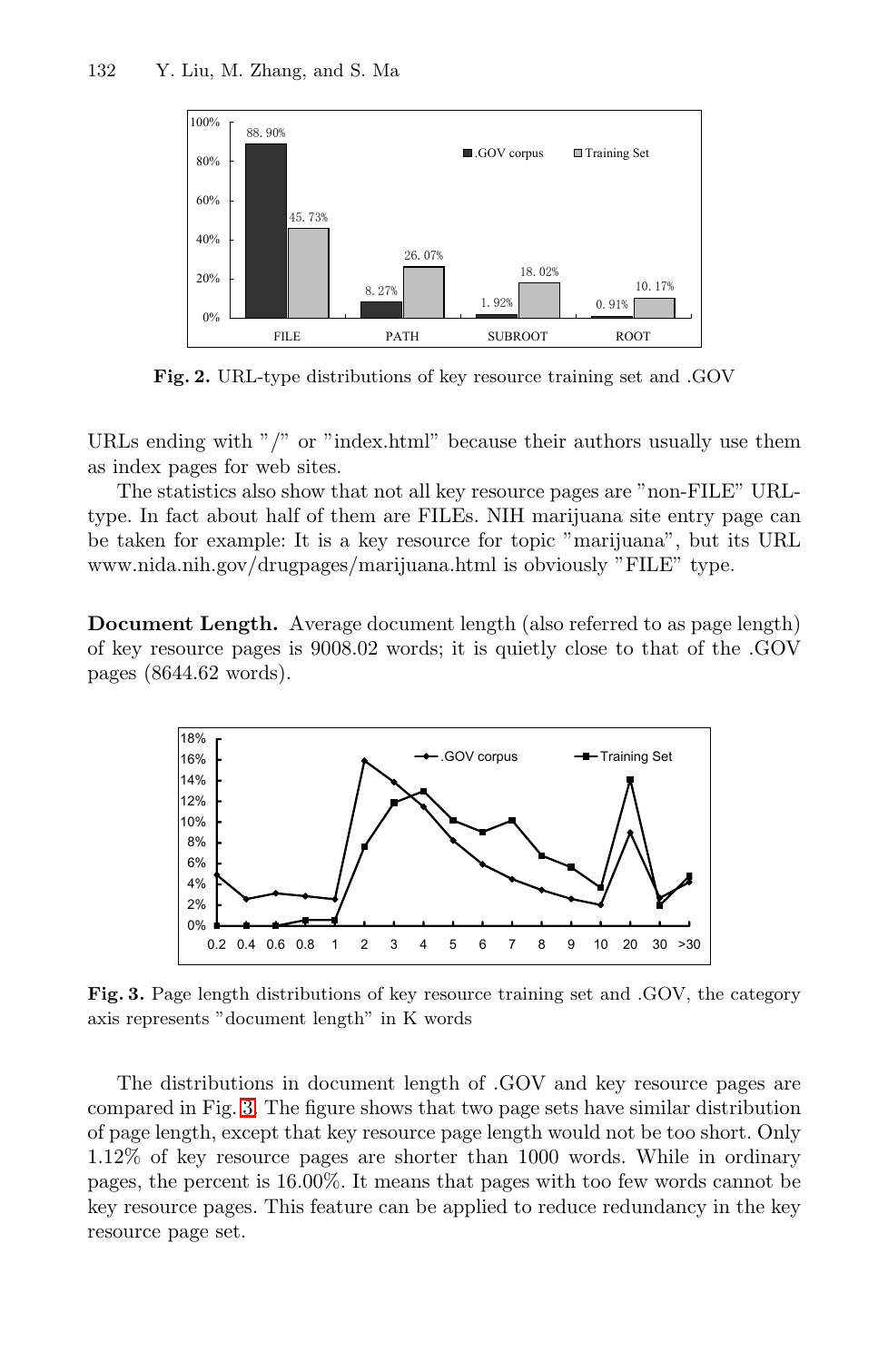**Fig. 2.** URL-type distributions of key resource training set and .GOV

URLs ending with "/" or "index.html" because their authors usually use them as index pages for web sites.

The statistics also show that not all key resource pages are "non-FILE" URL-type. In fact about half of them are FILEs. NIH marijuana site entry page can be taken for example: It is a key resource for topic "marijuana", but its URL www.nida.nih.gov/drugpages/marijuana.html is obviously "FILE" type.

**Document Length.** Average document length (also referred to as page length) of key resource pages is 9008.02 words; it is quietly close to that of the .GOV pages (8644.62 words).

**Fig. 3.** Page length distributions of key resource training set and .GOV, the category axis represents "document length" in K words

The distributions in document length of .GOV and key resource pages are compared in Fig. 3. The figure shows that two page sets have similar distribution of page length, except that key resource page length would not be too short. Only 1.12% of key resource pages are shorter than 1000 words. While in ordinary pages, the percent is 16.00%. It means that pages with too few words cannot be key resource pages. This feature can be applied to reduce redundancy in the key resource page set.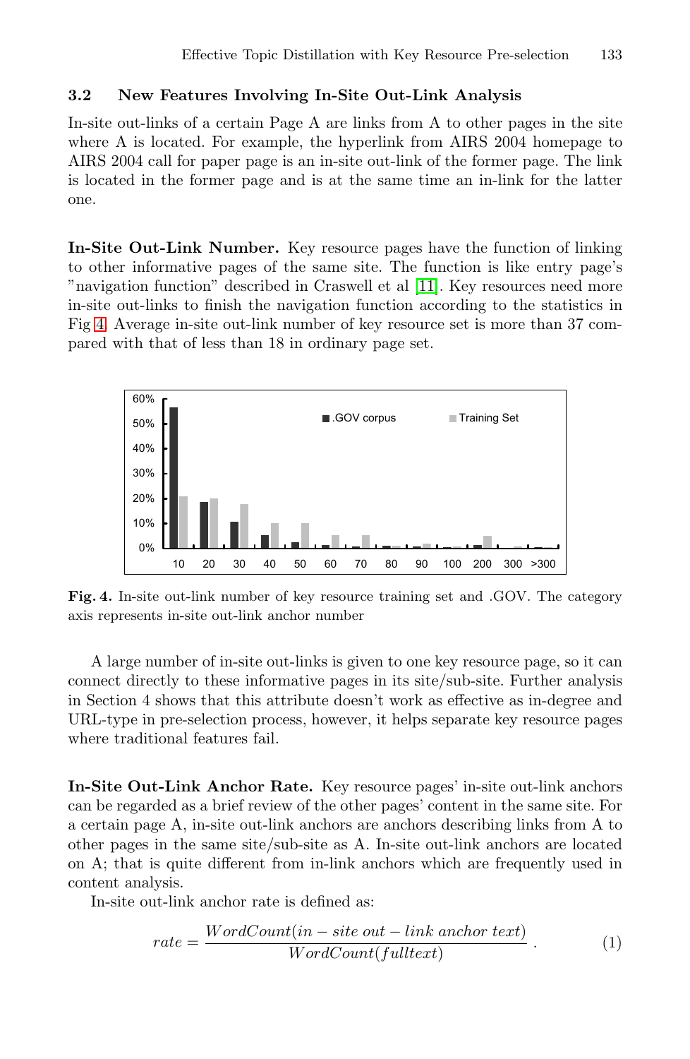### 3.2 New Features Involving In-Site Out-Link Analysis

In-site out-links of a certain Page A are links from A to other pages in the site where A is located. For example, the hyperlink from AIRS 2004 homepage to AIRS 2004 call for paper page is an in-site out-link of the former page. The link is located in the former page and is at the same time an in-link for the latter one.

**In-Site Out-Link Number.** Key resource pages have the function of linking to other informative pages of the same site. The function is like entry page's "navigation function" described in Craswell et al [11]. Key resources need more in-site out-links to finish the navigation function according to the statistics in Fig 4. Average in-site out-link number of key resource set is more than 37 compared with that of less than 18 in ordinary page set.

**Fig. 4.** In-site out-link number of key resource training set and .GOV. The category axis represents in-site out-link anchor number

A large number of in-site out-links is given to one key resource page, so it can connect directly to these informative pages in its site/sub-site. Further analysis in Section 4 shows that this attribute doesn't work as effective as in-degree and URL-type in pre-selection process, however, it helps separate key resource pages where traditional features fail.

**In-Site Out-Link Anchor Rate.** Key resource pages' in-site out-link anchors can be regarded as a brief review of the other pages' content in the same site. For a certain page A, in-site out-link anchors are anchors describing links from A to other pages in the same site/sub-site as A. In-site out-link anchors are located on A; that is quite different from in-link anchors which are frequently used in content analysis.

In-site out-link anchor rate is defined as:

$$rate = \frac{WordCount(in-site\ out-link\ anchor\ text)}{WordCount(fulltext)} \ . \tag{1}$$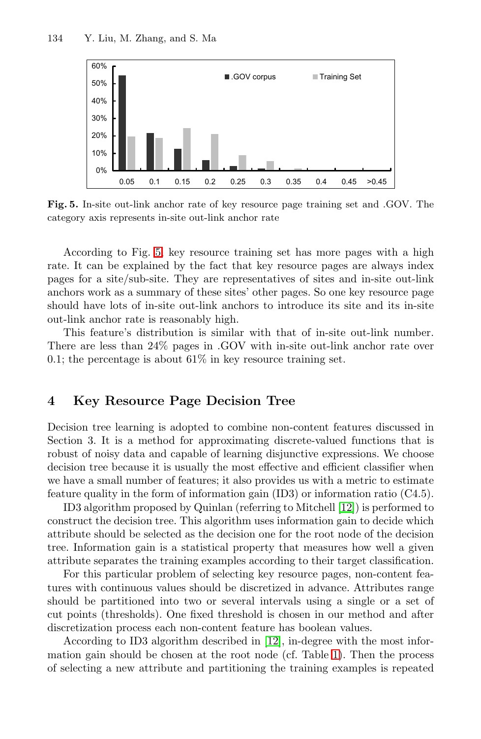**Fig. 5.** In-site out-link anchor rate of key resource page training set and .GOV. The category axis represents in-site out-link anchor rate

According to Fig. 5, key resource training set has more pages with a high rate. It can be explained by the fact that key resource pages are always index pages for a site/sub-site. They are representatives of sites and in-site out-link anchors work as a summary of these sites' other pages. So one key resource page should have lots of in-site out-link anchors to introduce its site and its in-site out-link anchor rate is reasonably high.

This feature's distribution is similar with that of in-site out-link number. There are less than 24% pages in .GOV with in-site out-link anchor rate over 0.1; the percentage is about 61% in key resource training set.

## 4 Key Resource Page Decision Tree

Decision tree learning is adopted to combine non-content features discussed in Section 3. It is a method for approximating discrete-valued functions that is robust of noisy data and capable of learning disjunctive expressions. We choose decision tree because it is usually the most effective and efficient classifier when we have a small number of features; it also provides us with a metric to estimate feature quality in the form of information gain (ID3) or information ratio (C4.5).

ID3 algorithm proposed by Quinlan (referring to Mitchell [12]) is performed to construct the decision tree. This algorithm uses information gain to decide which attribute should be selected as the decision one for the root node of the decision tree. Information gain is a statistical property that measures how well a given attribute separates the training examples according to their target classification.

For this particular problem of selecting key resource pages, non-content features with continuous values should be discretized in advance. Attributes range should be partitioned into two or several intervals using a single or a set of cut points (thresholds). One fixed threshold is chosen in our method and after discretization process each non-content feature has boolean values.

According to ID3 algorithm described in [12], in-degree with the most information gain should be chosen at the root node (cf. Table 1). Then the process of selecting a new attribute and partitioning the training examples is repeated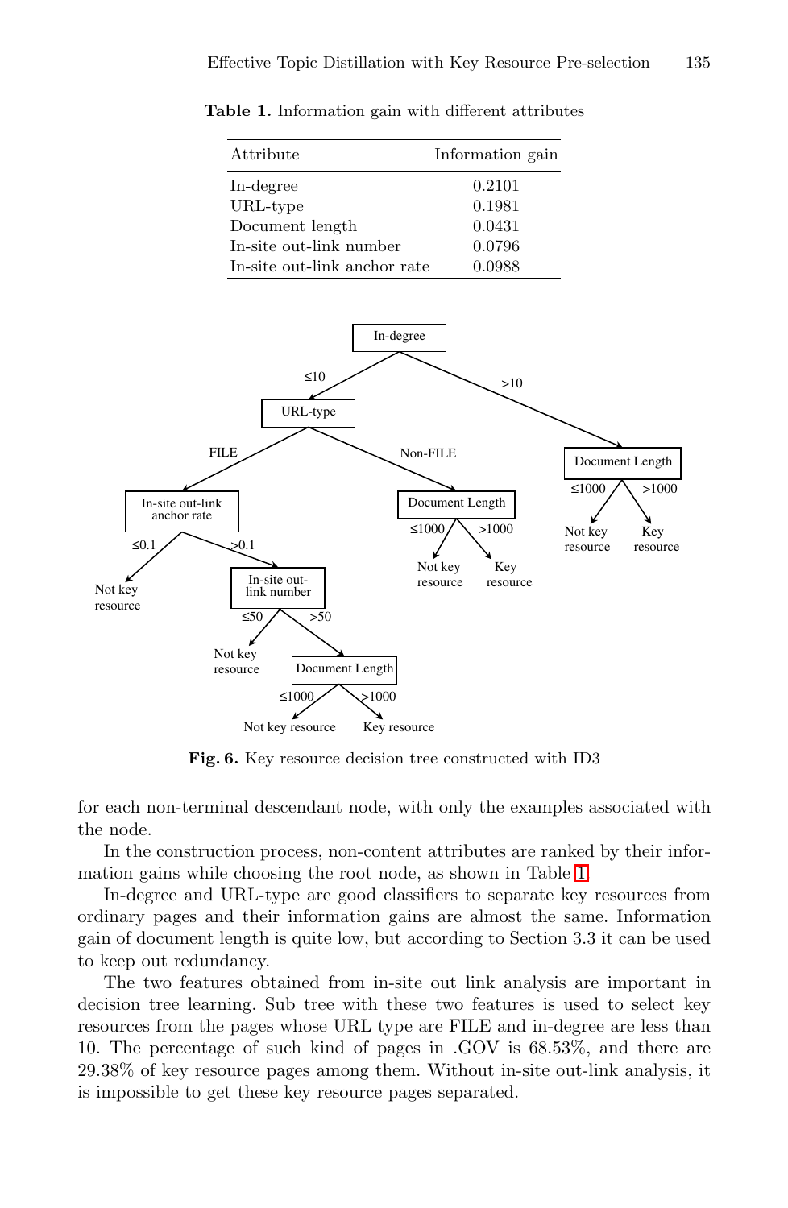**Table 1.** Information gain with different attributes

| Attribute | Information gain |
|---|---|
| In-degree | 0.2101 |
| URL-type | 0.1981 |
| Document length | 0.0431 |
| In-site out-link number | 0.0796 |
| In-site out-link anchor rate | 0.0988 |

**Fig. 6.** Key resource decision tree constructed with ID3

for each non-terminal descendant node, with only the examples associated with the node.

In the construction process, non-content attributes are ranked by their information gains while choosing the root node, as shown in Table 1.

In-degree and URL-type are good classifiers to separate key resources from ordinary pages and their information gains are almost the same. Information gain of document length is quite low, but according to Section 3.3 it can be used to keep out redundancy.

The two features obtained from in-site out link analysis are important in decision tree learning. Sub tree with these two features is used to select key resources from the pages whose URL type are FILE and in-degree are less than 10. The percentage of such kind of pages in .GOV is 68.53%, and there are 29.38% of key resource pages among them. Without in-site out-link analysis, it is impossible to get these key resource pages separated.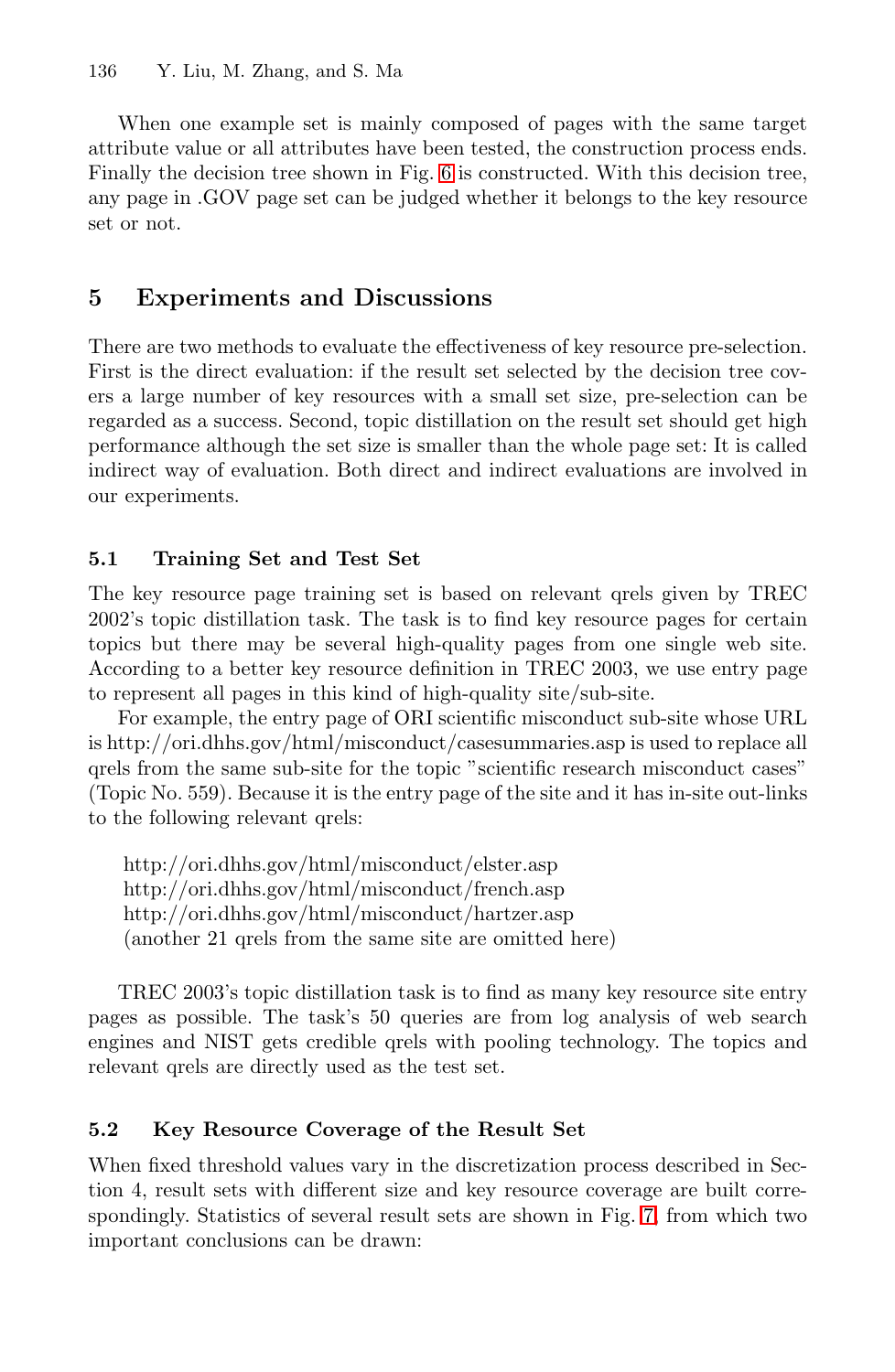When one example set is mainly composed of pages with the same target attribute value or all attributes have been tested, the construction process ends. Finally the decision tree shown in Fig. 6 is constructed. With this decision tree, any page in .GOV page set can be judged whether it belongs to the key resource set or not.

## 5 Experiments and Discussions

There are two methods to evaluate the effectiveness of key resource pre-selection. First is the direct evaluation: if the result set selected by the decision tree covers a large number of key resources with a small set size, pre-selection can be regarded as a success. Second, topic distillation on the result set should get high performance although the set size is smaller than the whole page set: It is called indirect way of evaluation. Both direct and indirect evaluations are involved in our experiments.

### 5.1 Training Set and Test Set

The key resource page training set is based on relevant qrels given by TREC 2002's topic distillation task. The task is to find key resource pages for certain topics but there may be several high-quality pages from one single web site. According to a better key resource definition in TREC 2003, we use entry page to represent all pages in this kind of high-quality site/sub-site.

For example, the entry page of ORI scientific misconduct sub-site whose URL is http://ori.dhhs.gov/html/misconduct/casesummaries.asp is used to replace all qrels from the same sub-site for the topic "scientific research misconduct cases" (Topic No. 559). Because it is the entry page of the site and it has in-site out-links to the following relevant qrels:

http://ori.dhhs.gov/html/misconduct/elster.asp
http://ori.dhhs.gov/html/misconduct/french.asp
http://ori.dhhs.gov/html/misconduct/hartzer.asp
(another 21 qrels from the same site are omitted here)

TREC 2003's topic distillation task is to find as many key resource site entry pages as possible. The task's 50 queries are from log analysis of web search engines and NIST gets credible qrels with pooling technology. The topics and relevant qrels are directly used as the test set.

### 5.2 Key Resource Coverage of the Result Set

When fixed threshold values vary in the discretization process described in Section 4, result sets with different size and key resource coverage are built correspondingly. Statistics of several result sets are shown in Fig. 7, from which two important conclusions can be drawn: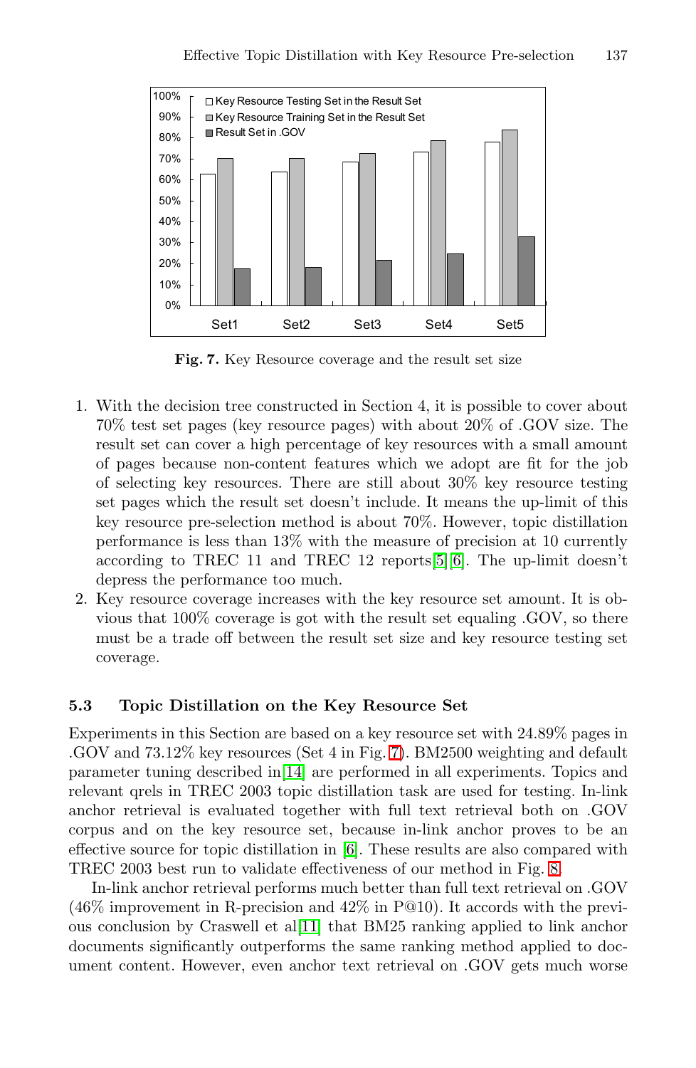Fig. 7. Key Resource coverage and the result set size

1. With the decision tree constructed in Section 4, it is possible to cover about 70% test set pages (key resource pages) with about 20% of .GOV size. The result set can cover a high percentage of key resources with a small amount of pages because non-content features which we adopt are fit for the job of selecting key resources. There are still about 30% key resource testing set pages which the result set doesn't include. It means the up-limit of this key resource pre-selection method is about 70%. However, topic distillation performance is less than 13% with the measure of precision at 10 currently according to TREC 11 and TREC 12 reports[5][6]. The up-limit doesn't depress the performance too much.
2. Key resource coverage increases with the key resource set amount. It is obvious that 100% coverage is got with the result set equaling .GOV, so there must be a trade off between the result set size and key resource testing set coverage.

### 5.3 Topic Distillation on the Key Resource Set

Experiments in this Section are based on a key resource set with 24.89% pages in .GOV and 73.12% key resources (Set 4 in Fig. 7). BM2500 weighting and default parameter tuning described in[14] are performed in all experiments. Topics and relevant qrels in TREC 2003 topic distillation task are used for testing. In-link anchor retrieval is evaluated together with full text retrieval both on .GOV corpus and on the key resource set, because in-link anchor proves to be an effective source for topic distillation in [6]. These results are also compared with TREC 2003 best run to validate effectiveness of our method in Fig. 8.

In-link anchor retrieval performs much better than full text retrieval on .GOV (46% improvement in R-precision and 42% in P@10). It accords with the previous conclusion by Craswell et al[11] that BM25 ranking applied to link anchor documents significantly outperforms the same ranking method applied to document content. However, even anchor text retrieval on .GOV gets much worse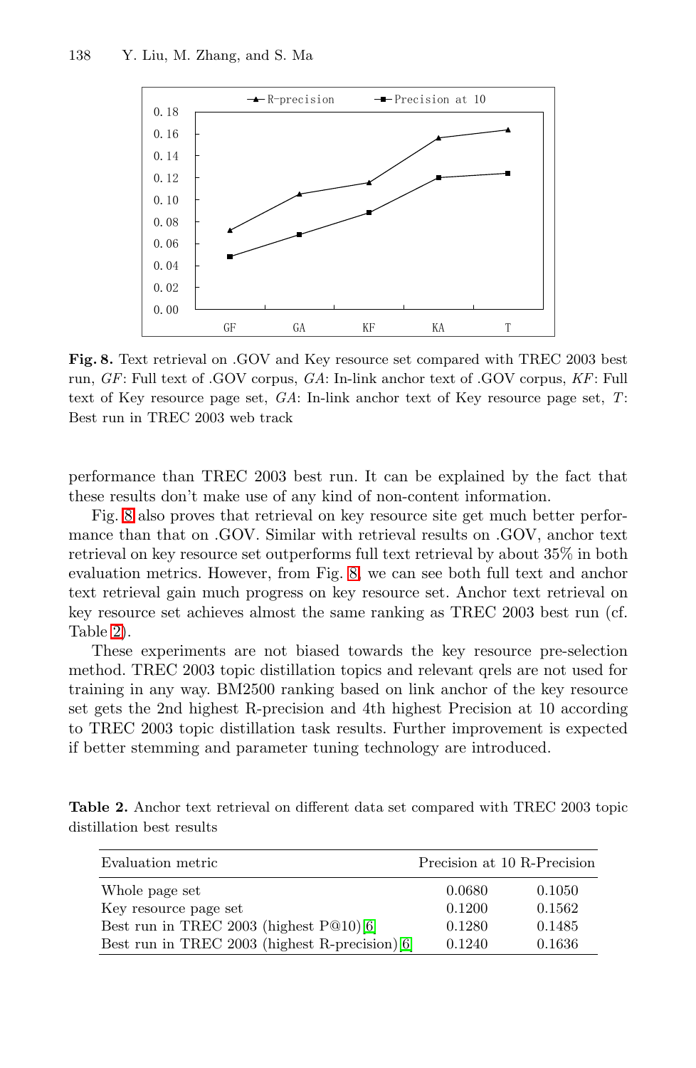**Fig. 8.** Text retrieval on .GOV and Key resource set compared with TREC 2003 best run, *GF*: Full text of .GOV corpus, *GA*: In-link anchor text of .GOV corpus, *KF*: Full text of Key resource page set, *GA*: In-link anchor text of Key resource page set, *T*: Best run in TREC 2003 web track

performance than TREC 2003 best run. It can be explained by the fact that these results don't make use of any kind of non-content information.

Fig. 8 also proves that retrieval on key resource site get much better performance than that on .GOV. Similar with retrieval results on .GOV, anchor text retrieval on key resource set outperforms full text retrieval by about 35% in both evaluation metrics. However, from Fig. 8, we can see both full text and anchor text retrieval gain much progress on key resource set. Anchor text retrieval on key resource set achieves almost the same ranking as TREC 2003 best run (cf. Table 2).

These experiments are not biased towards the key resource pre-selection method. TREC 2003 topic distillation topics and relevant qrels are not used for training in any way. BM2500 ranking based on link anchor of the key resource set gets the 2nd highest R-precision and 4th highest Precision at 10 according to TREC 2003 topic distillation task results. Further improvement is expected if better stemming and parameter tuning technology are introduced.

**Table 2.** Anchor text retrieval on different data set compared with TREC 2003 topic distillation best results

| Evaluation metric | Precision at 10 | R-Precision |
|---|---|---|
| Whole page set | 0.0680 | 0.1050 |
| Key resource page set | 0.1200 | 0.1562 |
| Best run in TREC 2003 (highest P@10) [6] | 0.1280 | 0.1485 |
| Best run in TREC 2003 (highest R-precision) [6] | 0.1240 | 0.1636 |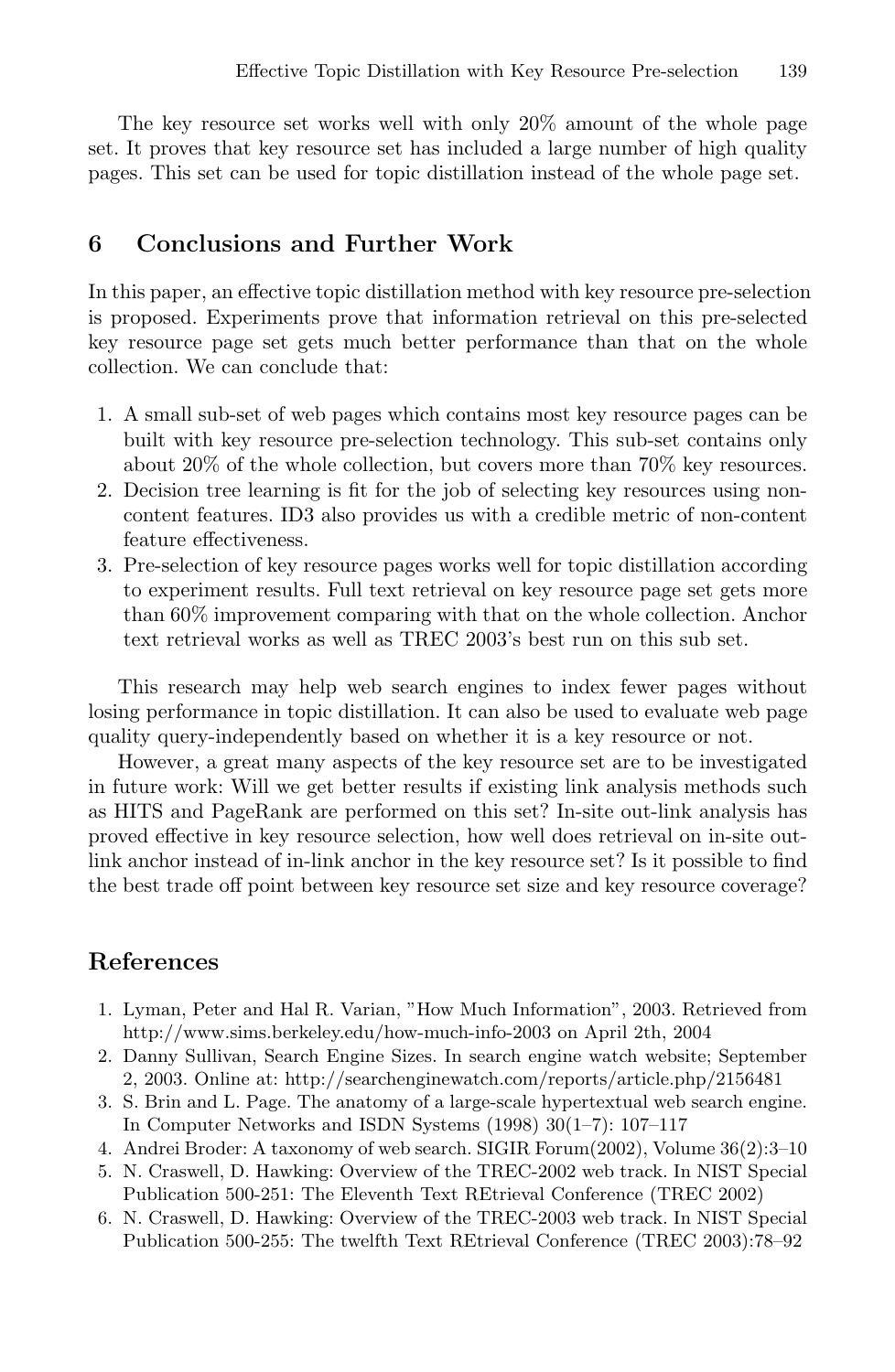The key resource set works well with only 20% amount of the whole page set. It proves that key resource set has included a large number of high quality pages. This set can be used for topic distillation instead of the whole page set.

## 6 Conclusions and Further Work

In this paper, an effective topic distillation method with key resource pre-selection is proposed. Experiments prove that information retrieval on this pre-selected key resource page set gets much better performance than that on the whole collection. We can conclude that:

1. A small sub-set of web pages which contains most key resource pages can be built with key resource pre-selection technology. This sub-set contains only about 20% of the whole collection, but covers more than 70% key resources.
2. Decision tree learning is fit for the job of selecting key resources using non-content features. ID3 also provides us with a credible metric of non-content feature effectiveness.
3. Pre-selection of key resource pages works well for topic distillation according to experiment results. Full text retrieval on key resource page set gets more than 60% improvement comparing with that on the whole collection. Anchor text retrieval works as well as TREC 2003's best run on this sub set.

This research may help web search engines to index fewer pages without losing performance in topic distillation. It can also be used to evaluate web page quality query-independently based on whether it is a key resource or not.

However, a great many aspects of the key resource set are to be investigated in future work: Will we get better results if existing link analysis methods such as HITS and PageRank are performed on this set? In-site out-link analysis has proved effective in key resource selection, how well does retrieval on in-site out-link anchor instead of in-link anchor in the key resource set? Is it possible to find the best trade off point between key resource set size and key resource coverage?

## References

1. Lyman, Peter and Hal R. Varian, "How Much Information", 2003. Retrieved from http://www.sims.berkeley.edu/how-much-info-2003 on April 2th, 2004
2. Danny Sullivan, Search Engine Sizes. In search engine watch website; September 2, 2003. Online at: http://searchenginewatch.com/reports/article.php/2156481
3. S. Brin and L. Page. The anatomy of a large-scale hypertextual web search engine. In Computer Networks and ISDN Systems (1998) 30(1–7): 107–117
4. Andrei Broder: A taxonomy of web search. SIGIR Forum(2002), Volume 36(2):3–10
5. N. Craswell, D. Hawking: Overview of the TREC-2002 web track. In NIST Special Publication 500-251: The Eleventh Text REtrieval Conference (TREC 2002)
6. N. Craswell, D. Hawking: Overview of the TREC-2003 web track. In NIST Special Publication 500-255: The twelfth Text REtrieval Conference (TREC 2003):78–92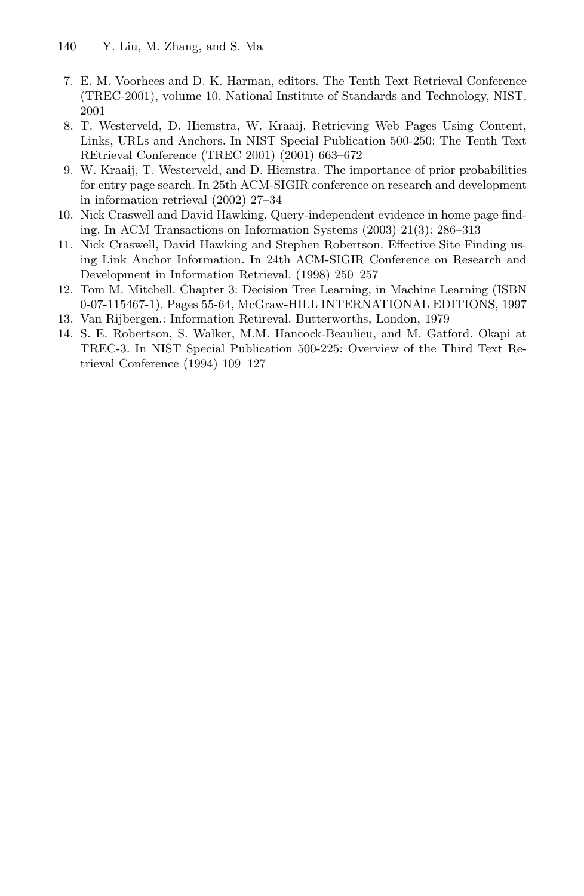7. E. M. Voorhees and D. K. Harman, editors. The Tenth Text Retrieval Conference (TREC-2001), volume 10. National Institute of Standards and Technology, NIST, 2001
8. T. Westerveld, D. Hiemstra, W. Kraaij. Retrieving Web Pages Using Content, Links, URLs and Anchors. In NIST Special Publication 500-250: The Tenth Text REtrieval Conference (TREC 2001) (2001) 663–672
9. W. Kraaij, T. Westerveld, and D. Hiemstra. The importance of prior probabilities for entry page search. In 25th ACM-SIGIR conference on research and development in information retrieval (2002) 27–34
10. Nick Craswell and David Hawking. Query-independent evidence in home page finding. In ACM Transactions on Information Systems (2003) 21(3): 286–313
11. Nick Craswell, David Hawking and Stephen Robertson. Effective Site Finding using Link Anchor Information. In 24th ACM-SIGIR Conference on Research and Development in Information Retrieval. (1998) 250–257
12. Tom M. Mitchell. Chapter 3: Decision Tree Learning, in Machine Learning (ISBN 0-07-115467-1). Pages 55-64, McGraw-HILL INTERNATIONAL EDITIONS, 1997
13. Van Rijbergen.: Information Retireval. Butterworths, London, 1979
14. S. E. Robertson, S. Walker, M.M. Hancock-Beaulieu, and M. Gatford. Okapi at TREC-3. In NIST Special Publication 500-225: Overview of the Third Text Retrieval Conference (1994) 109–127